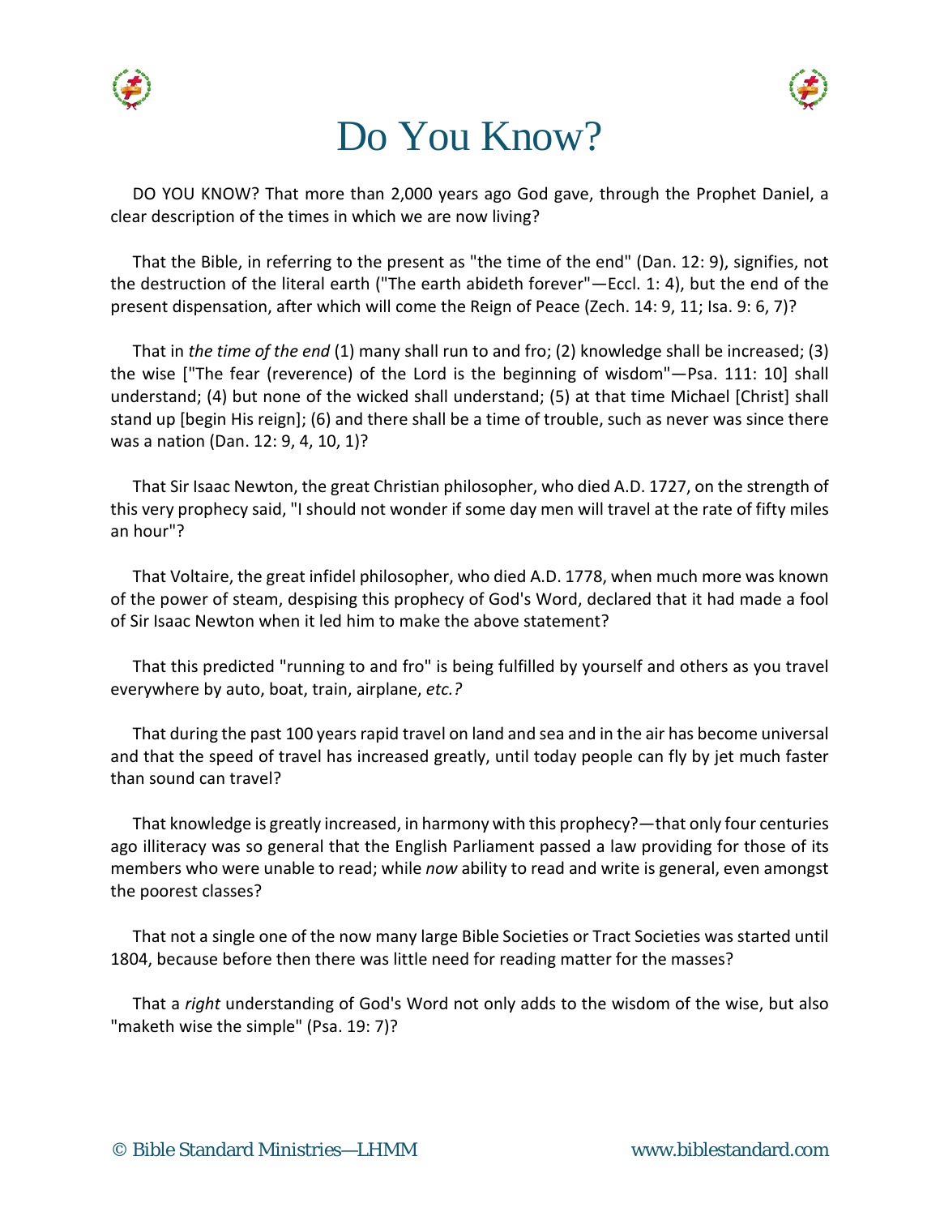# Do You Know?

DO YOU KNOW? That more than 2,000 years ago God gave, through the Prophet Daniel, a clear description of the times in which we are now living?

That the Bible, in referring to the present as "the time of the end" (Dan. 12: 9), signifies, not the destruction of the literal earth ("The earth abideth forever"—Eccl. 1: 4), but the end of the present dispensation, after which will come the Reign of Peace (Zech. 14: 9, 11; Isa. 9: 6, 7)?

That in *the time of the end* (1) many shall run to and fro; (2) knowledge shall be increased; (3) the wise ["The fear (reverence) of the Lord is the beginning of wisdom"—Psa. 111: 10] shall understand; (4) but none of the wicked shall understand; (5) at that time Michael [Christ] shall stand up [begin His reign]; (6) and there shall be a time of trouble, such as never was since there was a nation (Dan. 12: 9, 4, 10, 1)?

That Sir Isaac Newton, the great Christian philosopher, who died A.D. 1727, on the strength of this very prophecy said, "I should not wonder if some day men will travel at the rate of fifty miles an hour"?

That Voltaire, the great infidel philosopher, who died A.D. 1778, when much more was known of the power of steam, despising this prophecy of God's Word, declared that it had made a fool of Sir Isaac Newton when it led him to make the above statement?

That this predicted "running to and fro" is being fulfilled by yourself and others as you travel everywhere by auto, boat, train, airplane, *etc.?*

That during the past 100 years rapid travel on land and sea and in the air has become universal and that the speed of travel has increased greatly, until today people can fly by jet much faster than sound can travel?

That knowledge is greatly increased, in harmony with this prophecy?—that only four centuries ago illiteracy was so general that the English Parliament passed a law providing for those of its members who were unable to read; while *now* ability to read and write is general, even amongst the poorest classes?

That not a single one of the now many large Bible Societies or Tract Societies was started until 1804, because before then there was little need for reading matter for the masses?

That a *right* understanding of God's Word not only adds to the wisdom of the wise, but also "maketh wise the simple" (Psa. 19: 7)?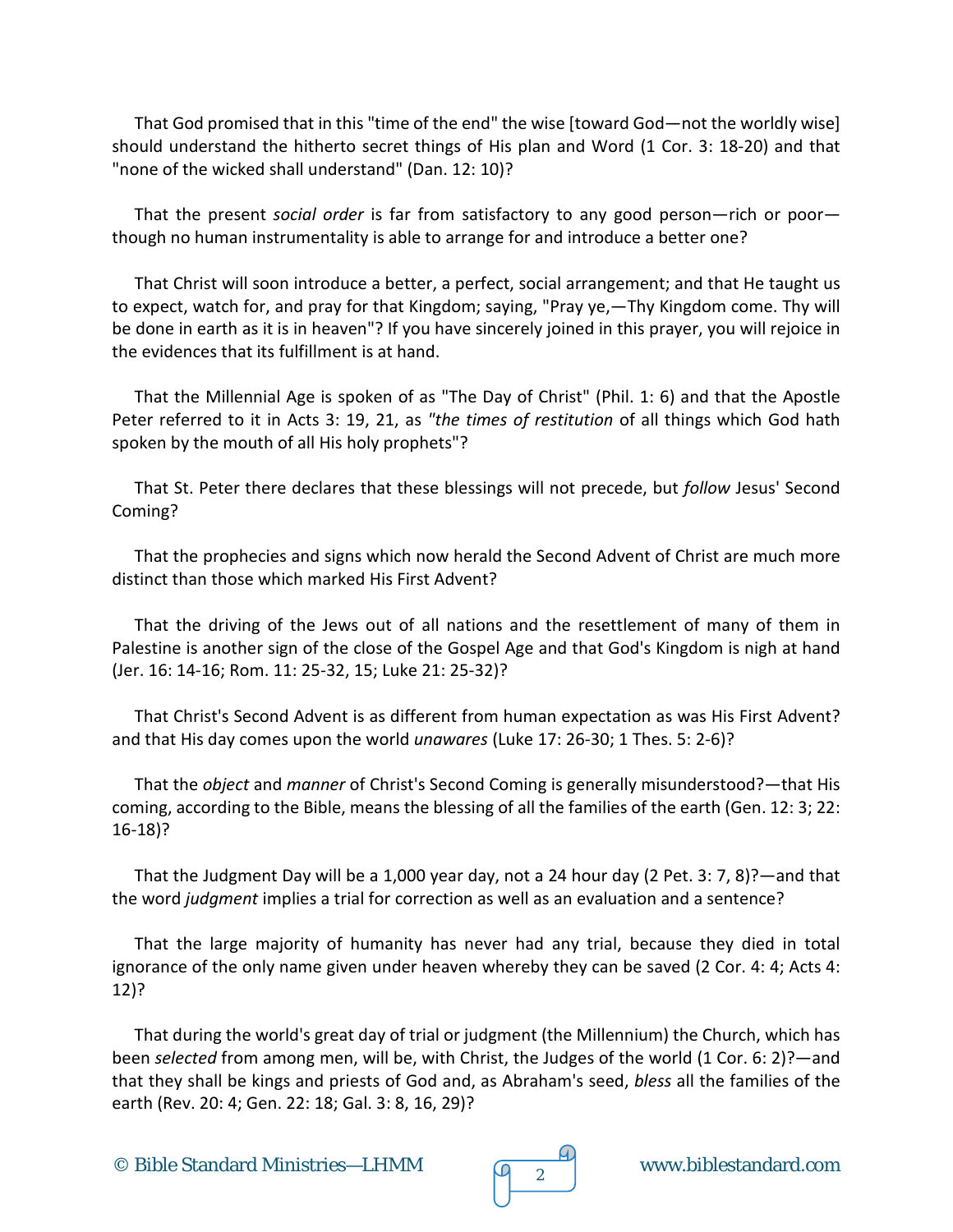That God promised that in this "time of the end" the wise [toward God—not the worldly wise] should understand the hitherto secret things of His plan and Word (1 Cor. 3: 18-20) and that "none of the wicked shall understand" (Dan. 12: 10)?

That the present *social order* is far from satisfactory to any good person—rich or poor—though no human instrumentality is able to arrange for and introduce a better one?

That Christ will soon introduce a better, a perfect, social arrangement; and that He taught us to expect, watch for, and pray for that Kingdom; saying, "Pray ye,—Thy Kingdom come. Thy will be done in earth as it is in heaven"? If you have sincerely joined in this prayer, you will rejoice in the evidences that its fulfillment is at hand.

That the Millennial Age is spoken of as "The Day of Christ" (Phil. 1: 6) and that the Apostle Peter referred to it in Acts 3: 19, 21, as *"the times of restitution* of all things which God hath spoken by the mouth of all His holy prophets"?

That St. Peter there declares that these blessings will not precede, but *follow* Jesus' Second Coming?

That the prophecies and signs which now herald the Second Advent of Christ are much more distinct than those which marked His First Advent?

That the driving of the Jews out of all nations and the resettlement of many of them in Palestine is another sign of the close of the Gospel Age and that God's Kingdom is nigh at hand (Jer. 16: 14-16; Rom. 11: 25-32, 15; Luke 21: 25-32)?

That Christ's Second Advent is as different from human expectation as was His First Advent? and that His day comes upon the world *unawares* (Luke 17: 26-30; 1 Thes. 5: 2-6)?

That the *object* and *manner* of Christ's Second Coming is generally misunderstood?—that His coming, according to the Bible, means the blessing of all the families of the earth (Gen. 12: 3; 22: 16-18)?

That the Judgment Day will be a 1,000 year day, not a 24 hour day (2 Pet. 3: 7, 8)?—and that the word *judgment* implies a trial for correction as well as an evaluation and a sentence?

That the large majority of humanity has never had any trial, because they died in total ignorance of the only name given under heaven whereby they can be saved (2 Cor. 4: 4; Acts 4: 12)?

That during the world's great day of trial or judgment (the Millennium) the Church, which has been *selected* from among men, will be, with Christ, the Judges of the world (1 Cor. 6: 2)?—and that they shall be kings and priests of God and, as Abraham's seed, *bless* all the families of the earth (Rev. 20: 4; Gen. 22: 18; Gal. 3: 8, 16, 29)?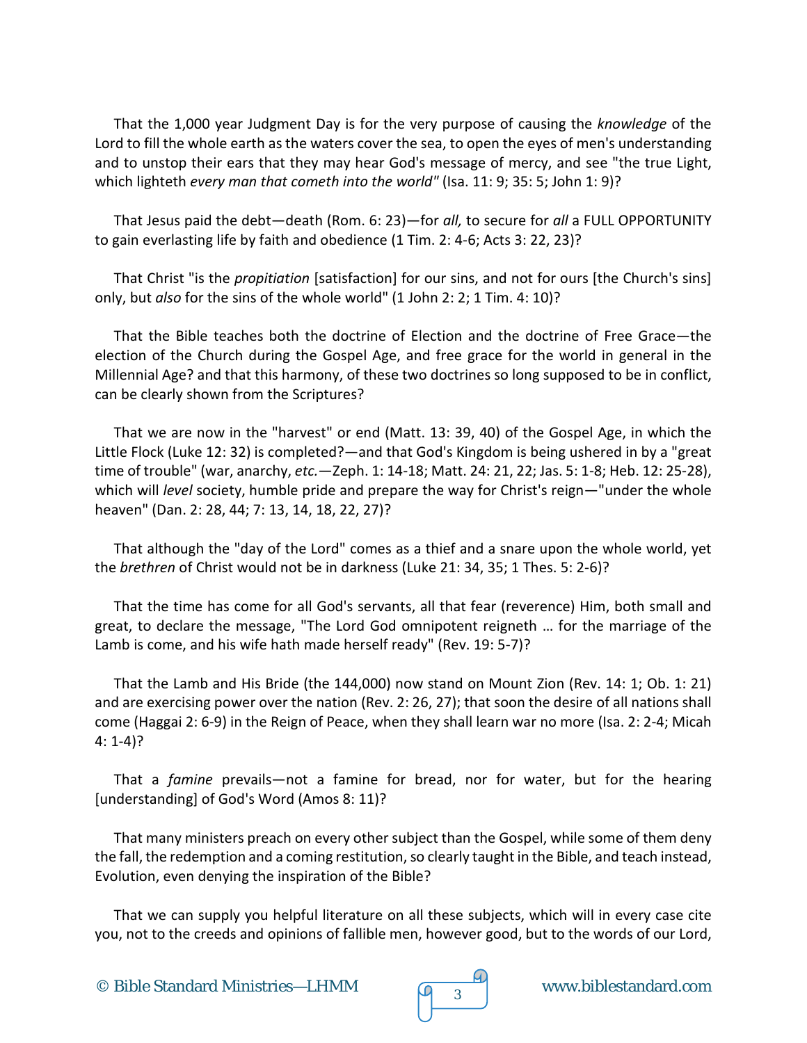That the 1,000 year Judgment Day is for the very purpose of causing the *knowledge* of the Lord to fill the whole earth as the waters cover the sea, to open the eyes of men's understanding and to unstop their ears that they may hear God's message of mercy, and see "the true Light, which lighteth *every man that cometh into the world"* (Isa. 11: 9; 35: 5; John 1: 9)?

That Jesus paid the debt—death (Rom. 6: 23)—for *all,* to secure for *all* a FULL OPPORTUNITY to gain everlasting life by faith and obedience (1 Tim. 2: 4-6; Acts 3: 22, 23)?

That Christ "is the *propitiation* [satisfaction] for our sins, and not for ours [the Church's sins] only, but *also* for the sins of the whole world" (1 John 2: 2; 1 Tim. 4: 10)?

That the Bible teaches both the doctrine of Election and the doctrine of Free Grace—the election of the Church during the Gospel Age, and free grace for the world in general in the Millennial Age? and that this harmony, of these two doctrines so long supposed to be in conflict, can be clearly shown from the Scriptures?

That we are now in the "harvest" or end (Matt. 13: 39, 40) of the Gospel Age, in which the Little Flock (Luke 12: 32) is completed?—and that God's Kingdom is being ushered in by a "great time of trouble" (war, anarchy, *etc.*—Zeph. 1: 14-18; Matt. 24: 21, 22; Jas. 5: 1-8; Heb. 12: 25-28), which will *level* society, humble pride and prepare the way for Christ's reign—"under the whole heaven" (Dan. 2: 28, 44; 7: 13, 14, 18, 22, 27)?

That although the "day of the Lord" comes as a thief and a snare upon the whole world, yet the *brethren* of Christ would not be in darkness (Luke 21: 34, 35; 1 Thes. 5: 2-6)?

That the time has come for all God's servants, all that fear (reverence) Him, both small and great, to declare the message, "The Lord God omnipotent reigneth … for the marriage of the Lamb is come, and his wife hath made herself ready" (Rev. 19: 5-7)?

That the Lamb and His Bride (the 144,000) now stand on Mount Zion (Rev. 14: 1; Ob. 1: 21) and are exercising power over the nation (Rev. 2: 26, 27); that soon the desire of all nations shall come (Haggai 2: 6-9) in the Reign of Peace, when they shall learn war no more (Isa. 2: 2-4; Micah 4: 1-4)?

That a *famine* prevails—not a famine for bread, nor for water, but for the hearing [understanding] of God's Word (Amos 8: 11)?

That many ministers preach on every other subject than the Gospel, while some of them deny the fall, the redemption and a coming restitution, so clearly taught in the Bible, and teach instead, Evolution, even denying the inspiration of the Bible?

That we can supply you helpful literature on all these subjects, which will in every case cite you, not to the creeds and opinions of fallible men, however good, but to the words of our Lord,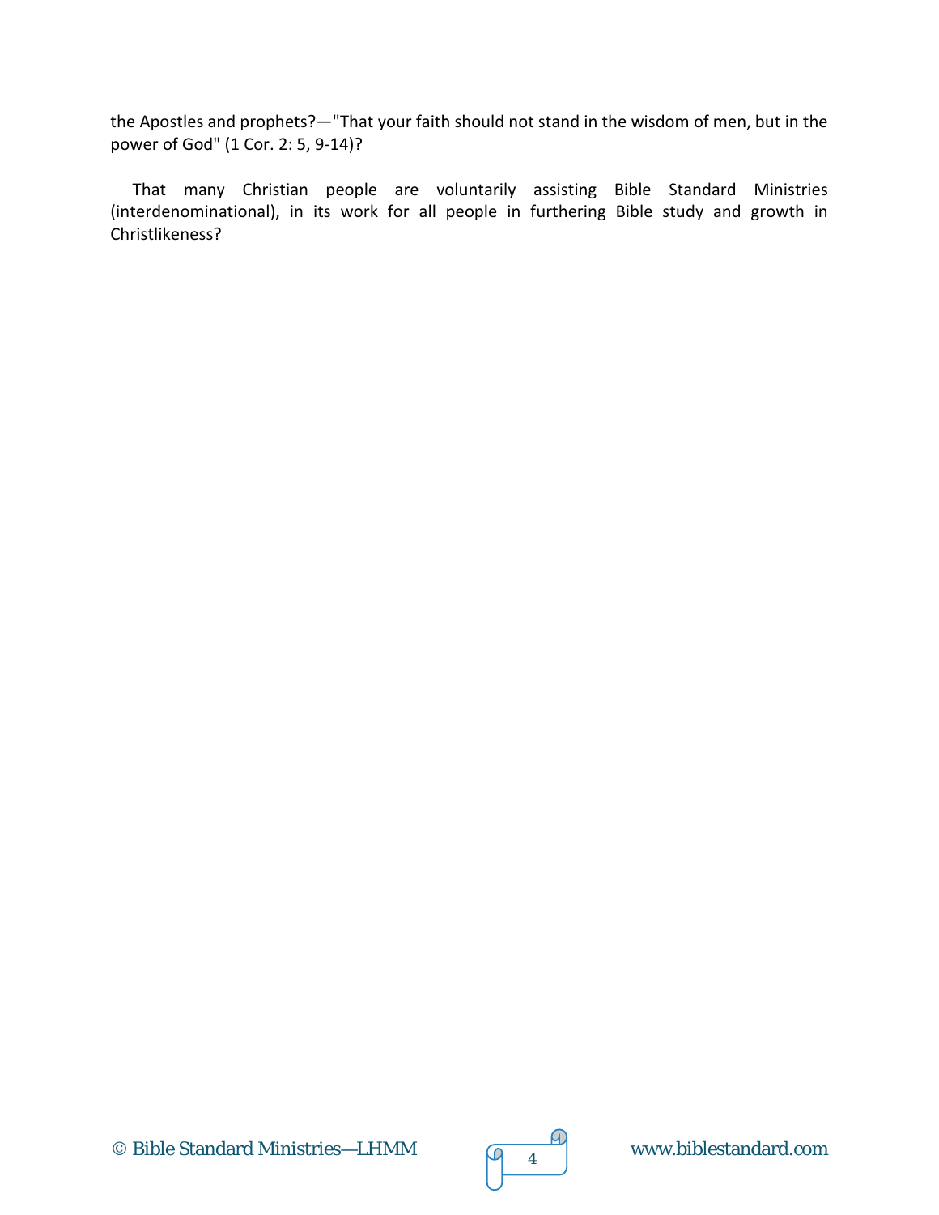the Apostles and prophets?—"That your faith should not stand in the wisdom of men, but in the power of God" (1 Cor. 2: 5, 9-14)?

That many Christian people are voluntarily assisting Bible Standard Ministries (interdenominational), in its work for all people in furthering Bible study and growth in Christlikeness?